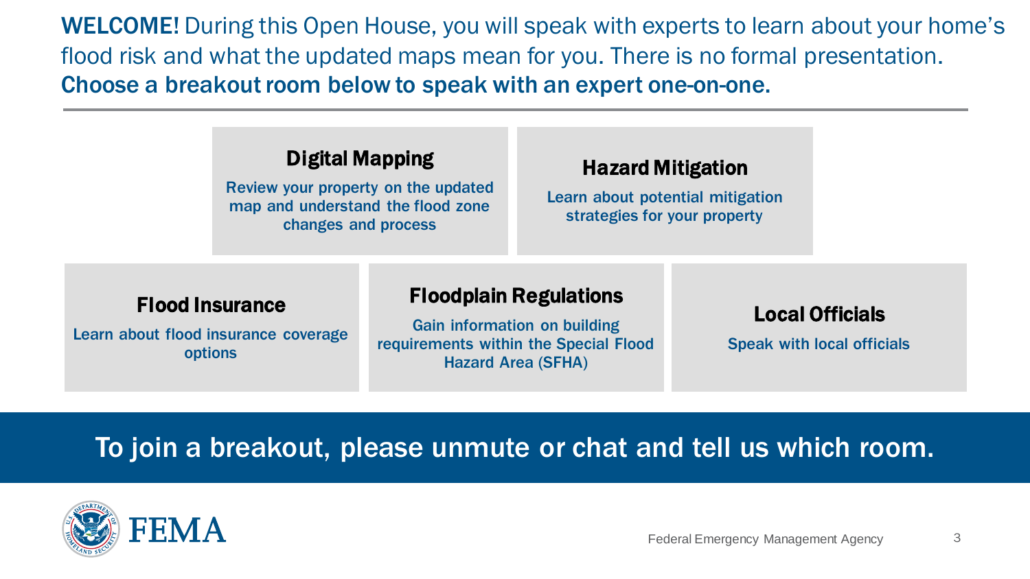**WELCOME!** During this Open House, you will speak with experts to learn about your home's flood risk and what the updated maps mean for you. There is no formal presentation. **Choose a breakout room below to speak with an expert one-on-one.**

### Digital Mapping

Review your property on the updated map and understand the flood zone changes and process

### Hazard Mitigation

Learn about potential mitigation strategies for your property

### Flood Insurance

Learn about flood insurance coverage options

### Floodplain Regulations

Gain information on building requirements within the Special Flood Hazard Area (SFHA)

### Local Officials

Speak with local officials

**To join a breakout, please unmute or chat and tell us which room.**

FEMA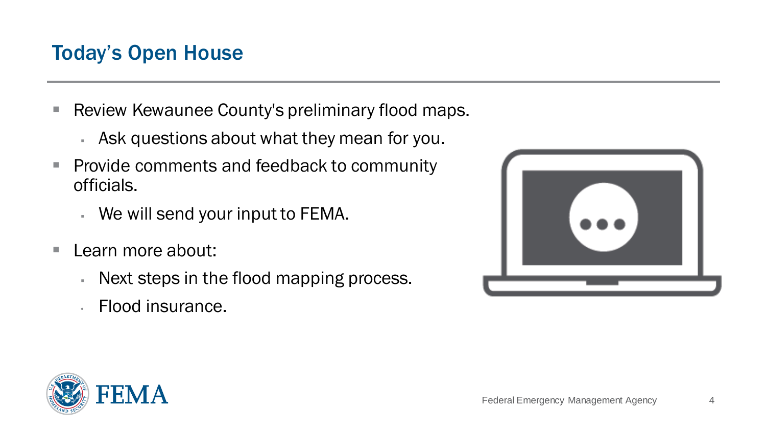## Today's Open House

- Review Kewaunee County's preliminary flood maps.
  - Ask questions about what they mean for you.
- Provide comments and feedback to community officials.
  - We will send your input to FEMA.
- Learn more about:
  - Next steps in the flood mapping process.
  - Flood insurance.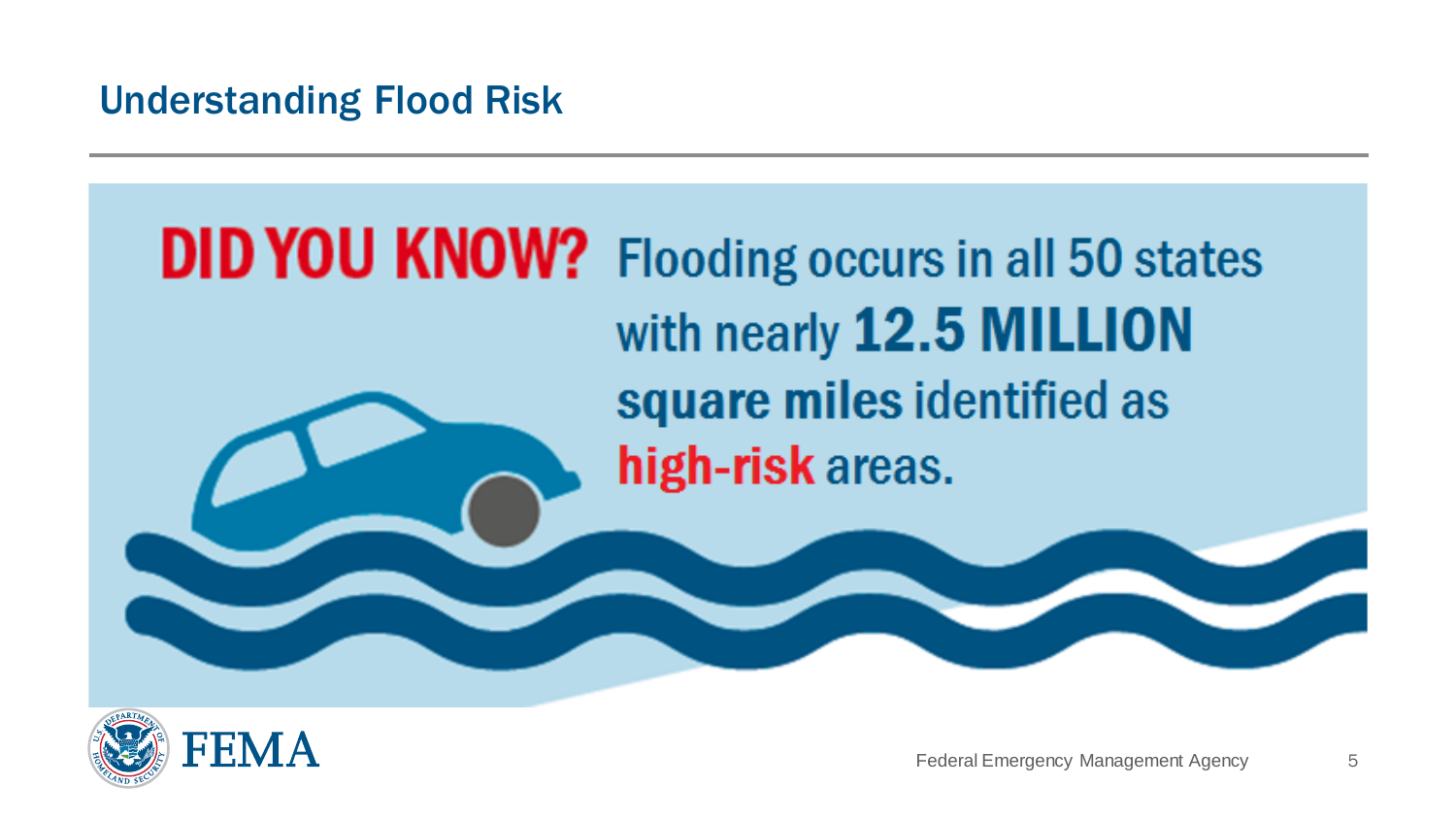## Understanding Flood Risk

**DID YOU KNOW?** Flooding occurs in all 50 states with nearly **12.5 MILLION square miles** identified as **high-risk** areas.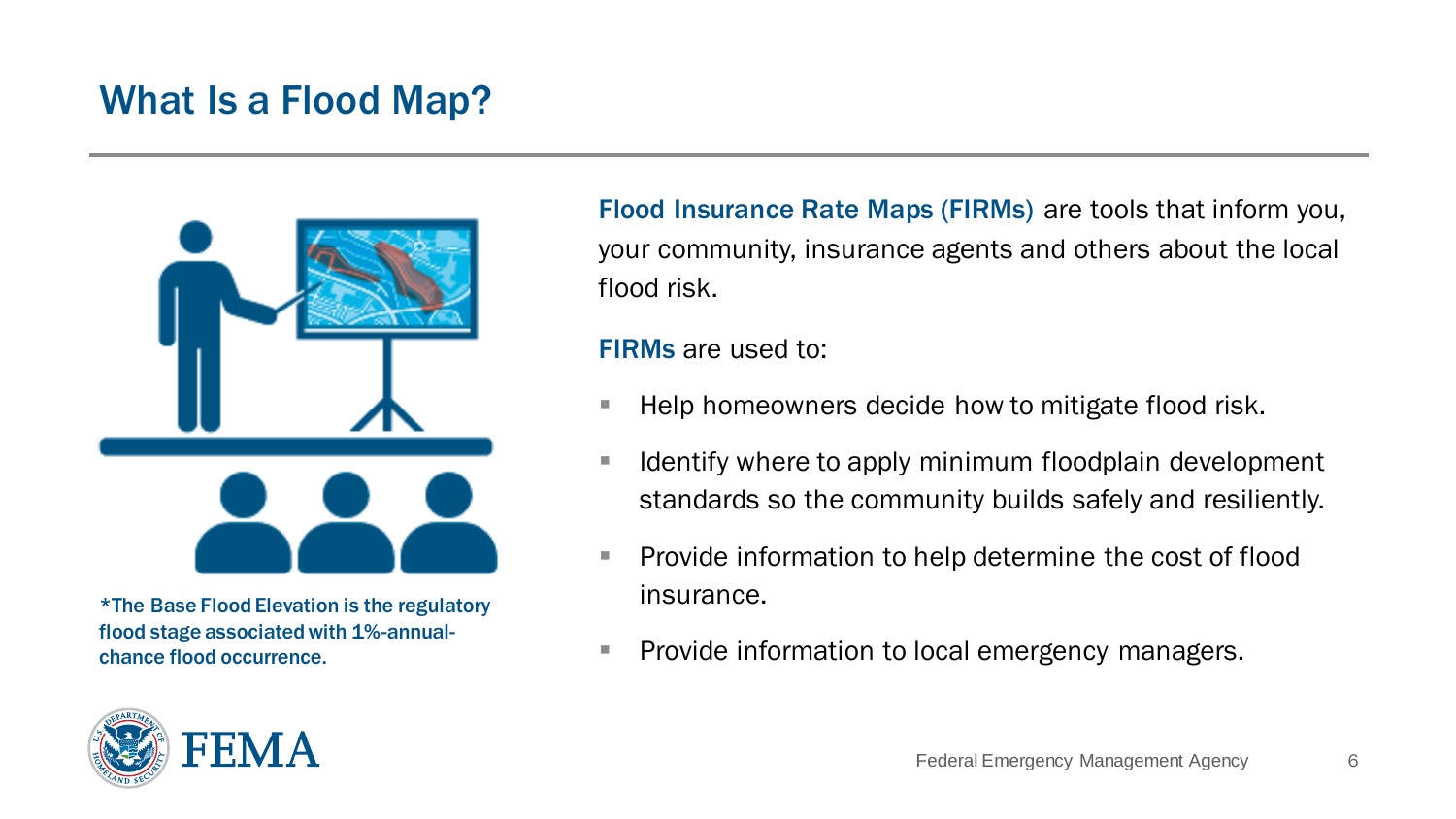# What Is a Flood Map?

*The Base Flood Elevation is the regulatory flood stage associated with 1%-annual-chance flood occurrence.

**Flood Insurance Rate Maps (FIRMs)** are tools that inform you, your community, insurance agents and others about the local flood risk.

**FIRMs** are used to:

- Help homeowners decide how to mitigate flood risk.
- Identify where to apply minimum floodplain development standards so the community builds safely and resiliently.
- Provide information to help determine the cost of flood insurance.
- Provide information to local emergency managers.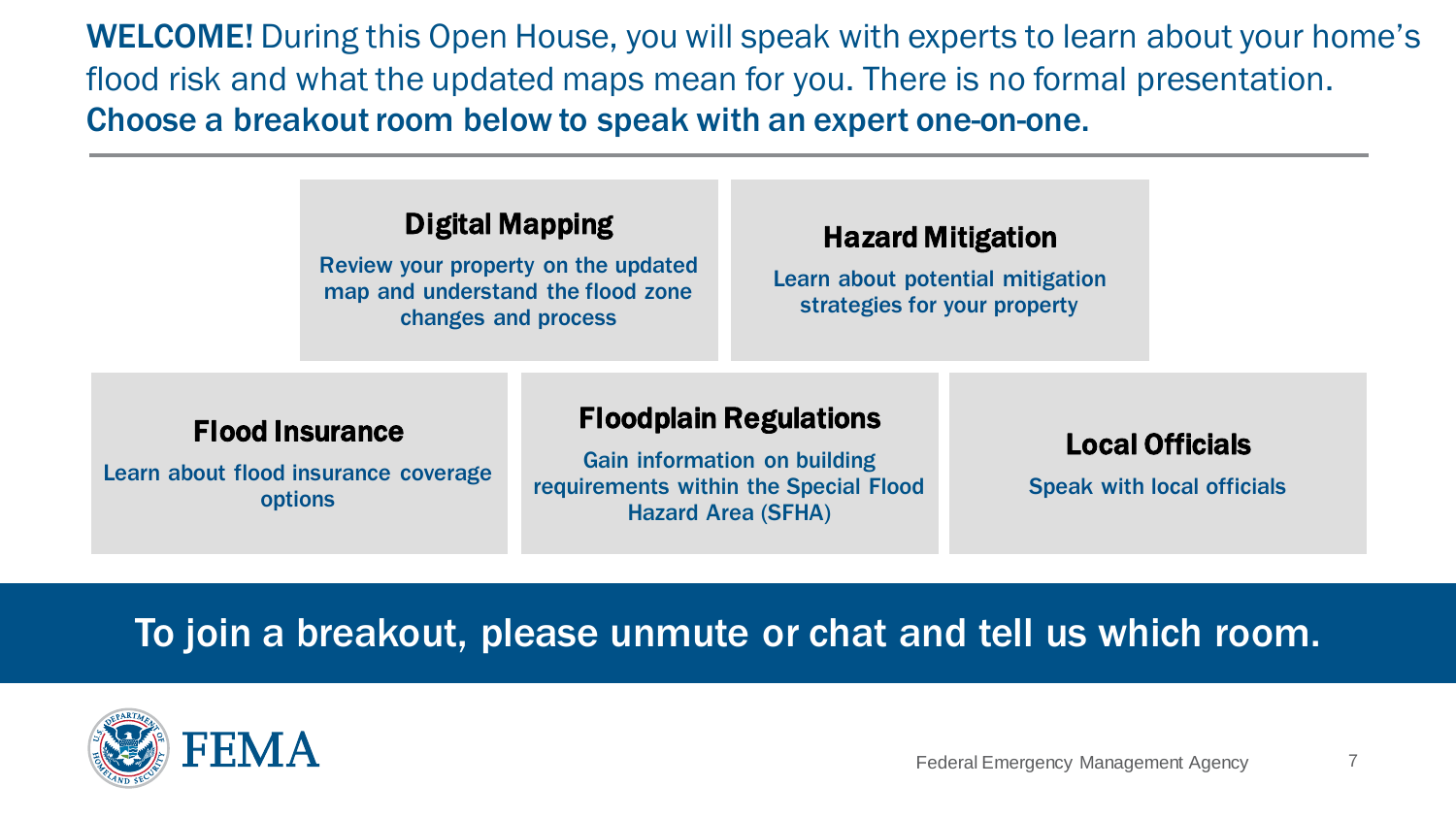**WELCOME!** During this Open House, you will speak with experts to learn about your home's flood risk and what the updated maps mean for you. There is no formal presentation. **Choose a breakout room below to speak with an expert one-on-one.**

---

### Digital Mapping

**Review your property on the updated map and understand the flood zone changes and process**

### Hazard Mitigation

**Learn about potential mitigation strategies for your property**

### Flood Insurance

**Learn about flood insurance coverage options**

### Floodplain Regulations

**Gain information on building requirements within the Special Flood Hazard Area (SFHA)**

### Local Officials

**Speak with local officials**

**To join a breakout, please unmute or chat and tell us which room.**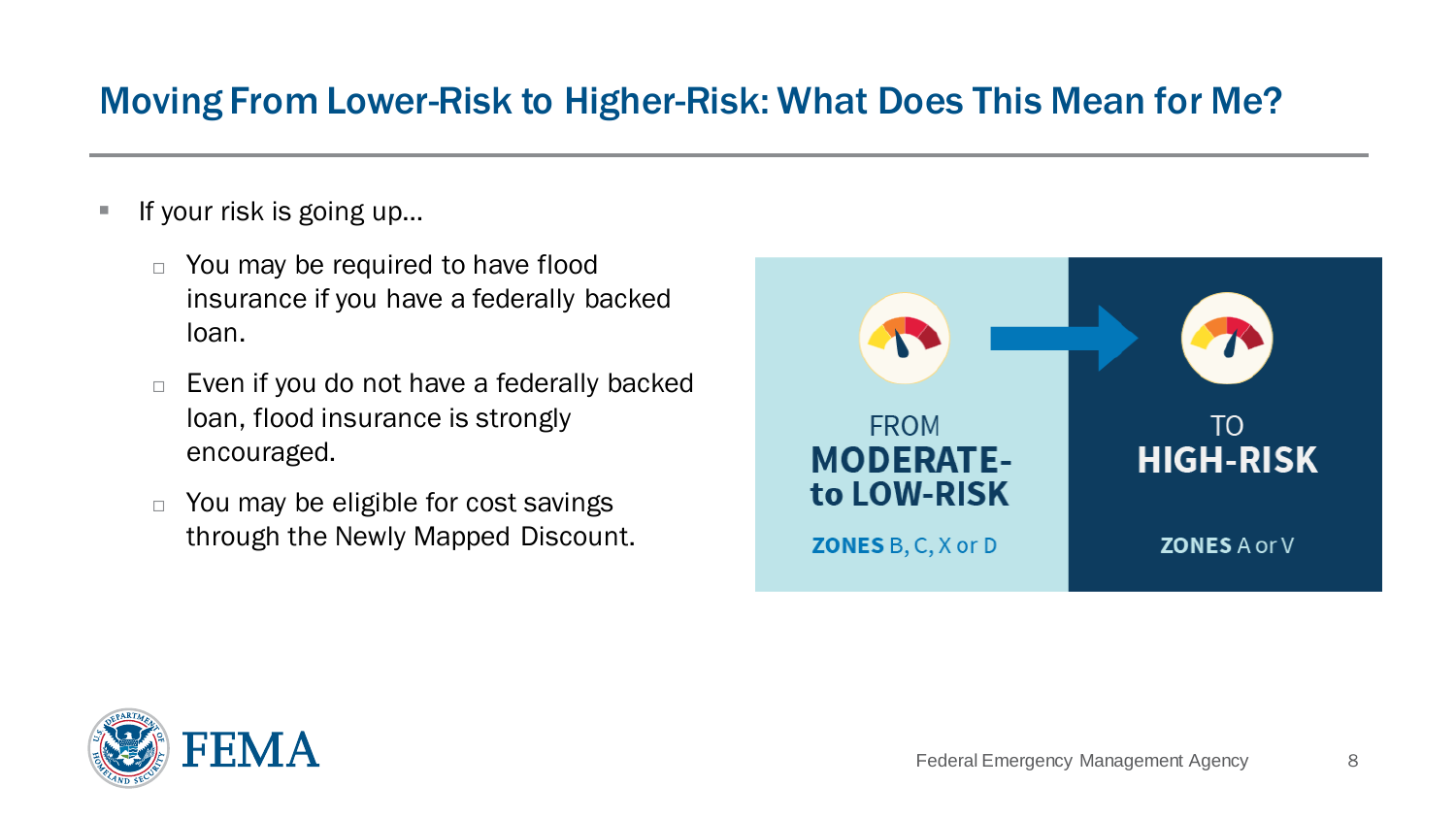# Moving From Lower-Risk to Higher-Risk: What Does This Mean for Me?

- If your risk is going up…
  - You may be required to have flood insurance if you have a federally backed loan.
  - Even if you do not have a federally backed loan, flood insurance is strongly encouraged.
  - You may be eligible for cost savings through the Newly Mapped Discount.

FROM **MODERATE- to LOW-RISK**

**ZONES** B, C, X or D

TO **HIGH-RISK**

**ZONES** A or V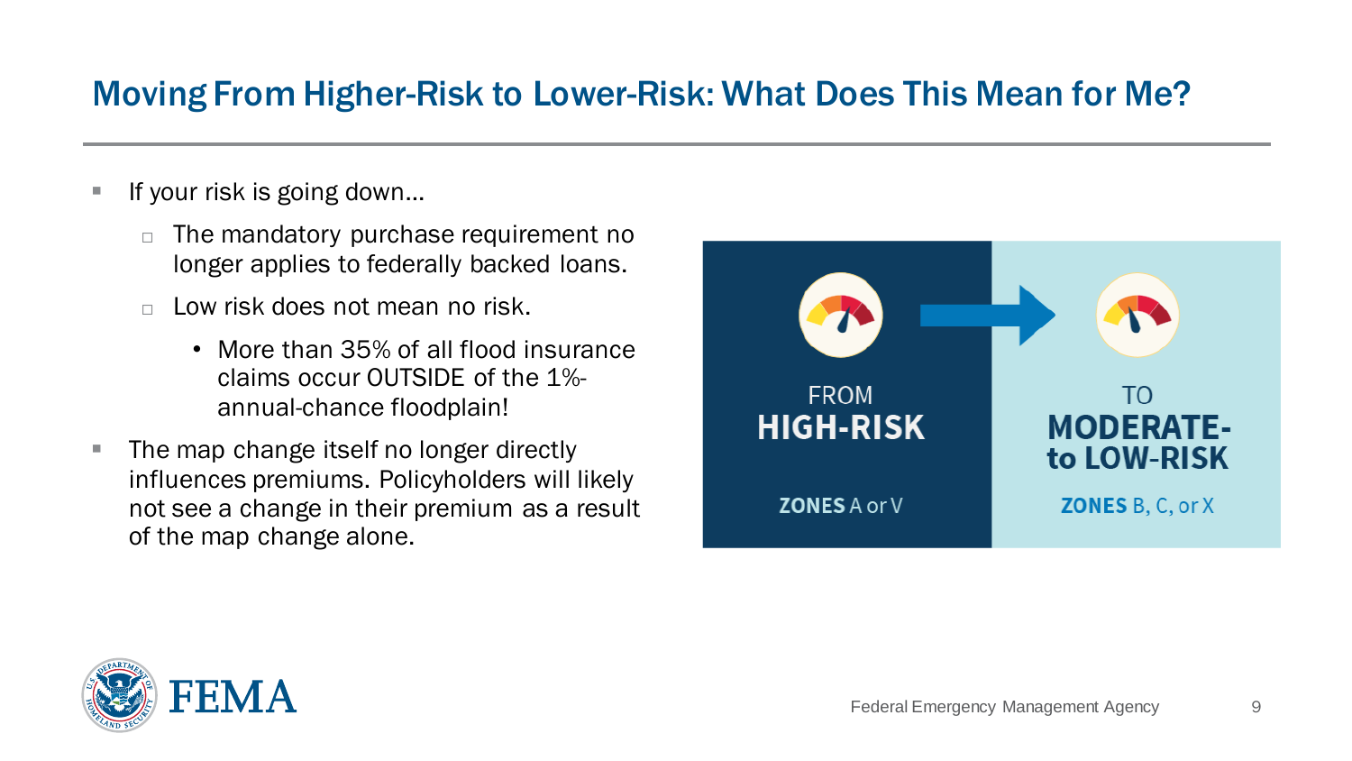# Moving From Higher-Risk to Lower-Risk: What Does This Mean for Me?

- If your risk is going down…
  - The mandatory purchase requirement no longer applies to federally backed loans.
  - Low risk does not mean no risk.
    - More than 35% of all flood insurance claims occur OUTSIDE of the 1%-annual-chance floodplain!
- The map change itself no longer directly influences premiums. Policyholders will likely not see a change in their premium as a result of the map change alone.

FROM
**HIGH-RISK**

**ZONES** A or V

TO
**MODERATE- to LOW-RISK**

**ZONES** B, C, or X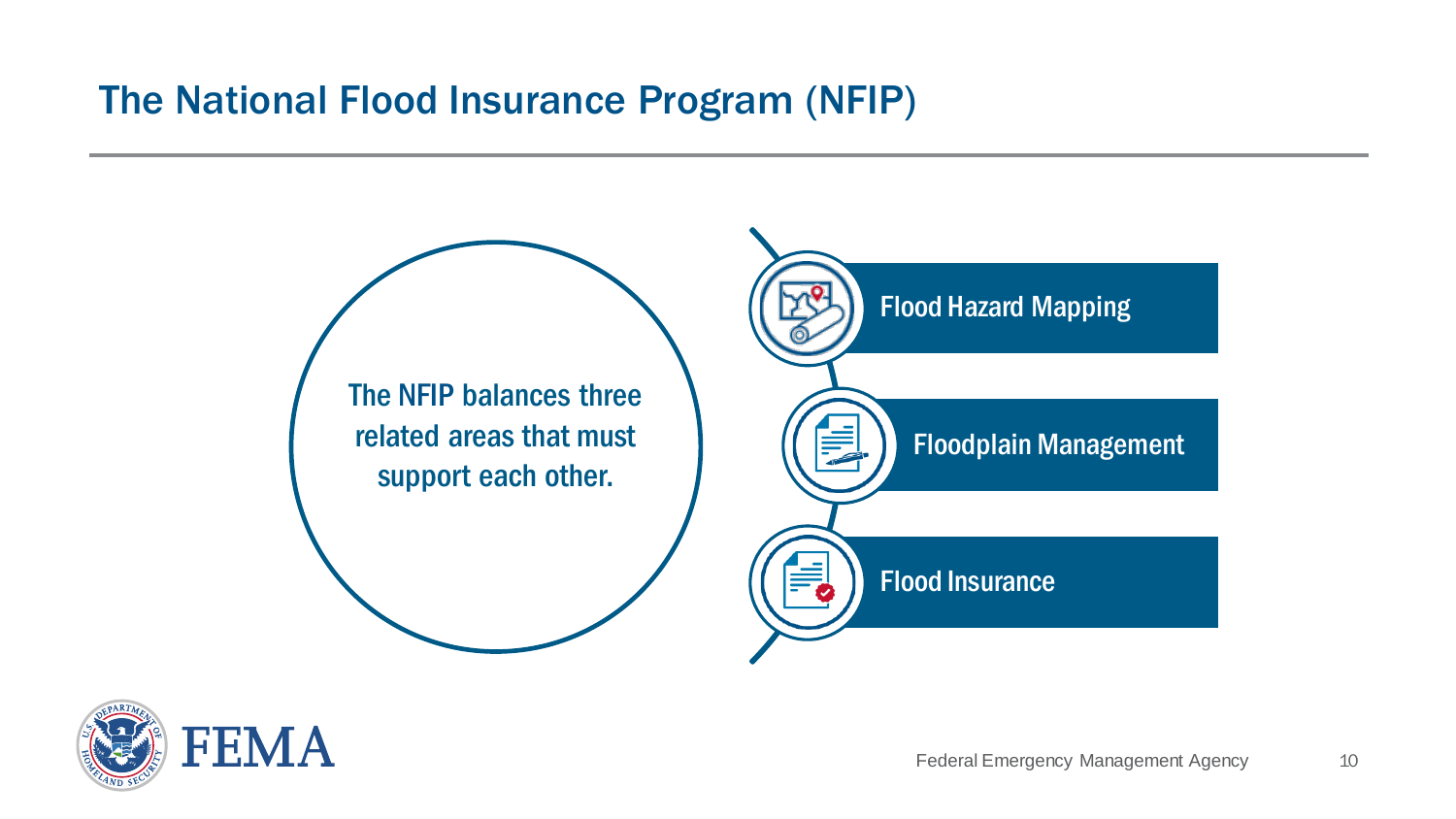# The National Flood Insurance Program (NFIP)

The NFIP balances three related areas that must support each other.

- Flood Hazard Mapping
- Floodplain Management
- Flood Insurance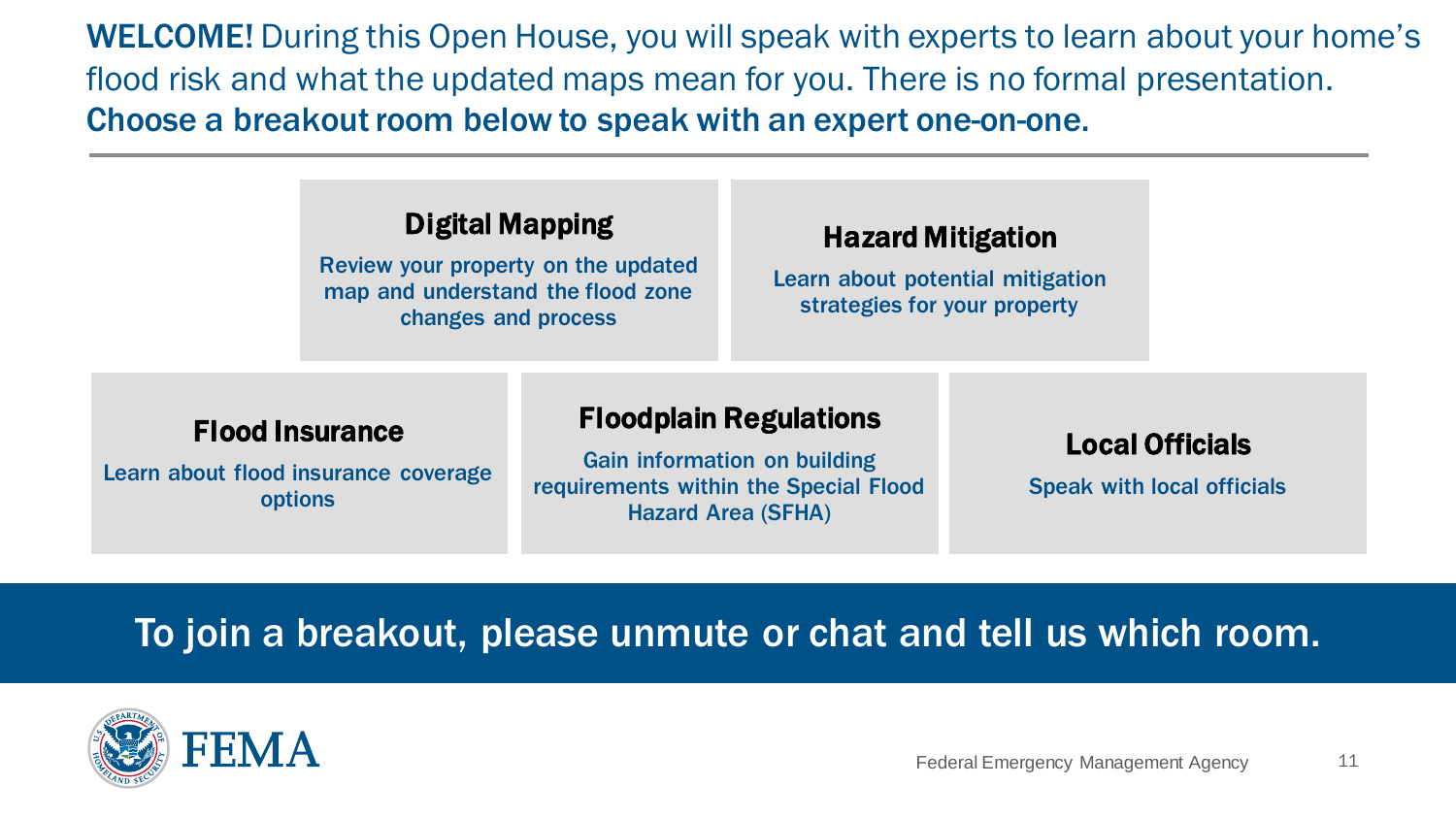**WELCOME!** During this Open House, you will speak with experts to learn about your home's flood risk and what the updated maps mean for you. There is no formal presentation.
**Choose a breakout room below to speak with an expert one-on-one.**

### Digital Mapping

Review your property on the updated map and understand the flood zone changes and process

### Hazard Mitigation

Learn about potential mitigation strategies for your property

### Flood Insurance

Learn about flood insurance coverage options

### Floodplain Regulations

Gain information on building requirements within the Special Flood Hazard Area (SFHA)

### Local Officials

Speak with local officials

**To join a breakout, please unmute or chat and tell us which room.**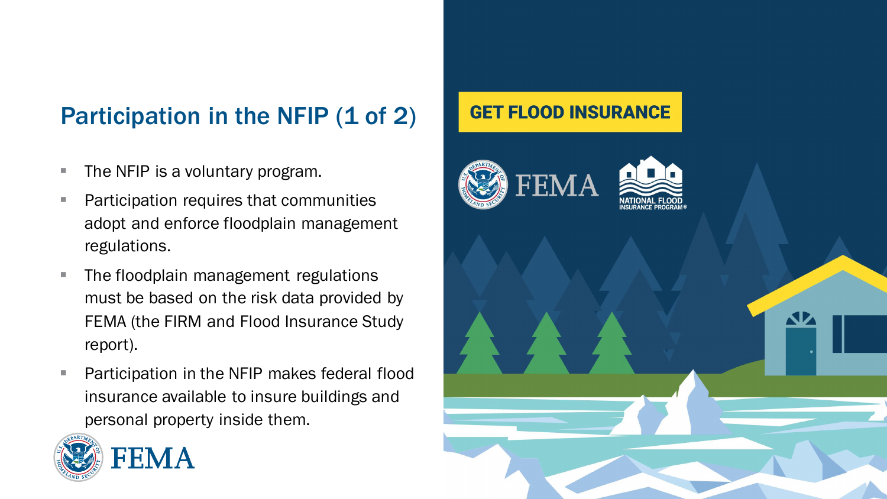## Participation in the NFIP (1 of 2)

- The NFIP is a voluntary program.
- Participation requires that communities adopt and enforce floodplain management regulations.
- The floodplain management regulations must be based on the risk data provided by FEMA (the FIRM and Flood Insurance Study report).
- Participation in the NFIP makes federal flood insurance available to insure buildings and personal property inside them.

GET FLOOD INSURANCE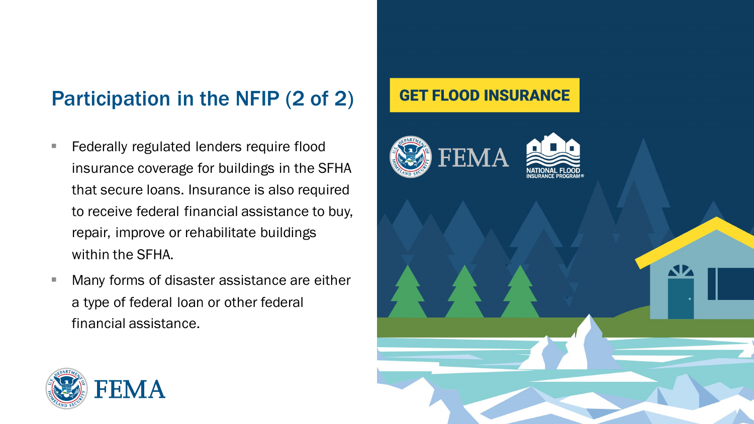## Participation in the NFIP (2 of 2)

- Federally regulated lenders require flood insurance coverage for buildings in the SFHA that secure loans. Insurance is also required to receive federal financial assistance to buy, repair, improve or rehabilitate buildings within the SFHA.
- Many forms of disaster assistance are either a type of federal loan or other federal financial assistance.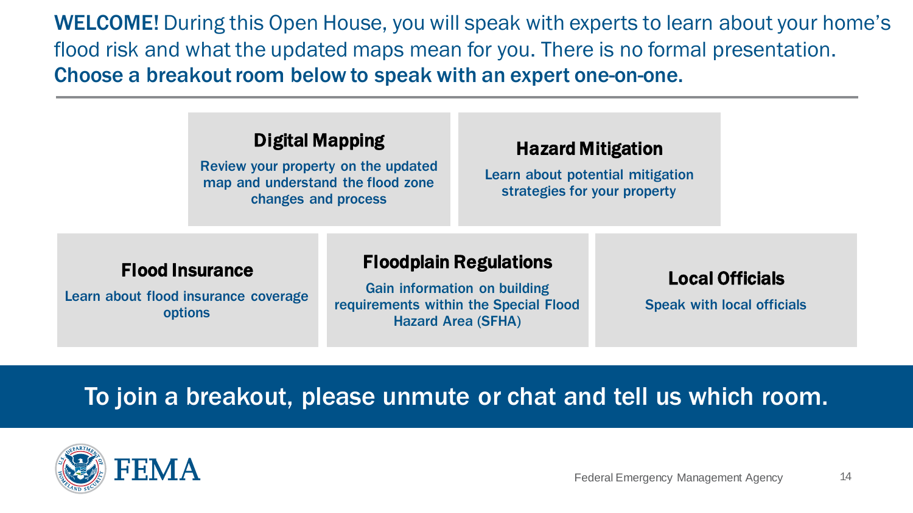**WELCOME!** During this Open House, you will speak with experts to learn about your home's flood risk and what the updated maps mean for you. There is no formal presentation.
**Choose a breakout room below to speak with an expert one-on-one.**

### Digital Mapping

Review your property on the updated map and understand the flood zone changes and process

### Hazard Mitigation

Learn about potential mitigation strategies for your property

### Flood Insurance

Learn about flood insurance coverage options

### Floodplain Regulations

Gain information on building requirements within the Special Flood Hazard Area (SFHA)

### Local Officials

Speak with local officials

**To join a breakout, please unmute or chat and tell us which room.**

FEMA

Federal Emergency Management Agency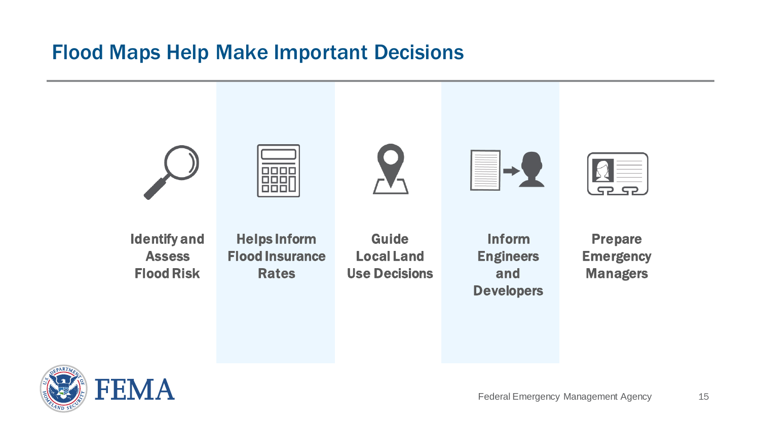# Flood Maps Help Make Important Decisions

- Identify and Assess Flood Risk
- Helps Inform Flood Insurance Rates
- Guide Local Land Use Decisions
- Inform Engineers and Developers
- Prepare Emergency Managers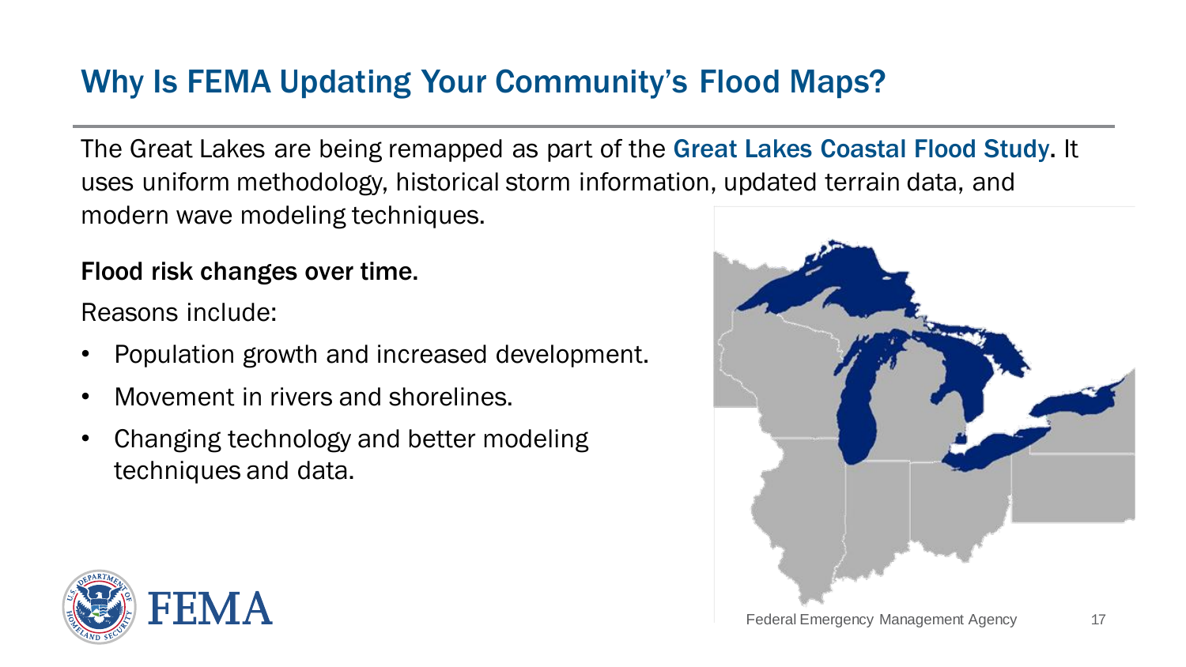# Why Is FEMA Updating Your Community's Flood Maps?

The Great Lakes are being remapped as part of the Great Lakes Coastal Flood Study. It uses uniform methodology, historical storm information, updated terrain data, and modern wave modeling techniques.

**Flood risk changes over time.**

Reasons include:

- Population growth and increased development.
- Movement in rivers and shorelines.
- Changing technology and better modeling techniques and data.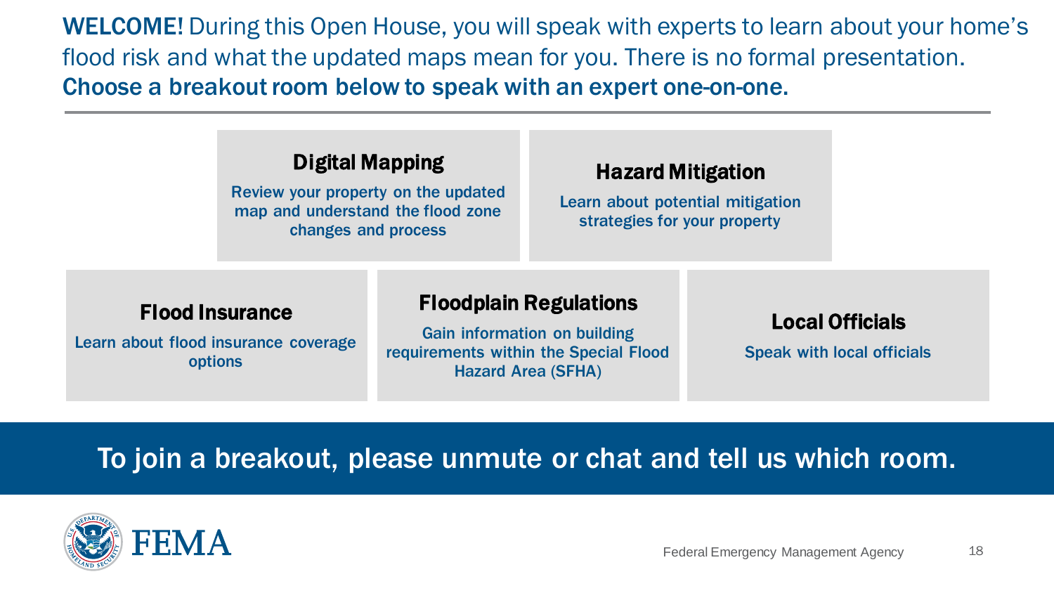**WELCOME!** During this Open House, you will speak with experts to learn about your home's flood risk and what the updated maps mean for you. There is no formal presentation. **Choose a breakout room below to speak with an expert one-on-one.**

### Digital Mapping

Review your property on the updated map and understand the flood zone changes and process

### Hazard Mitigation

Learn about potential mitigation strategies for your property

### Flood Insurance

Learn about flood insurance coverage options

### Floodplain Regulations

Gain information on building requirements within the Special Flood Hazard Area (SFHA)

### Local Officials

Speak with local officials

**To join a breakout, please unmute or chat and tell us which room.**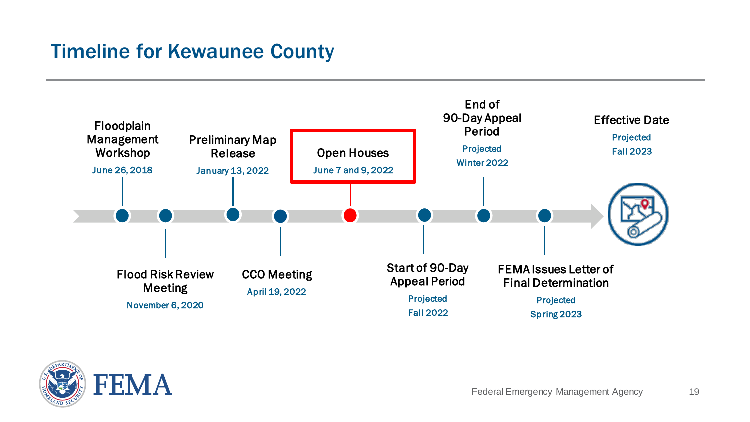# Timeline for Kewaunee County

- **Floodplain Management Workshop** – June 26, 2018
- **Flood Risk Review Meeting** – November 6, 2020
- **Preliminary Map Release** – January 13, 2022
- **CCO Meeting** – April 19, 2022
- **Open Houses** – June 7 and 9, 2022
- **Start of 90-Day Appeal Period** – Projected Fall 2022
- **End of 90-Day Appeal Period** – Projected Winter 2022
- **FEMA Issues Letter of Final Determination** – Projected Spring 2023
- **Effective Date** – Projected Fall 2023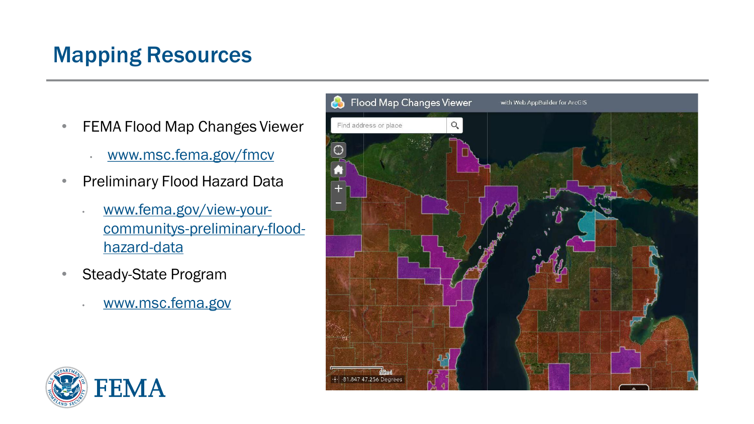# Mapping Resources

- FEMA Flood Map Changes Viewer
  - www.msc.fema.gov/fmcv
- Preliminary Flood Hazard Data
  - www.fema.gov/view-your-communitys-preliminary-flood-hazard-data
- Steady-State Program
  - www.msc.fema.gov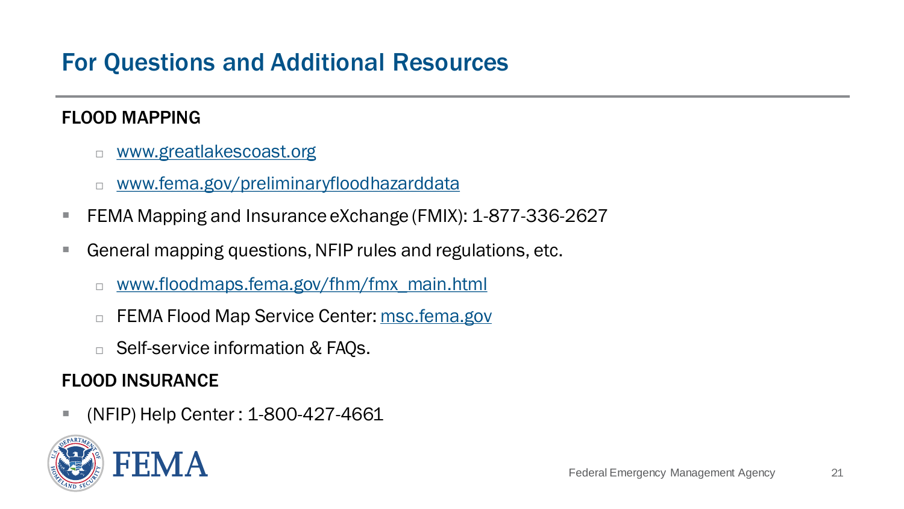# For Questions and Additional Resources

## FLOOD MAPPING

- www.greatlakescoast.org
- www.fema.gov/preliminaryfloodhazarddata

- FEMA Mapping and Insurance eXchange (FMIX): 1-877-336-2627
- General mapping questions, NFIP rules and regulations, etc.
  - www.floodmaps.fema.gov/fhm/fmx_main.html
  - FEMA Flood Map Service Center: msc.fema.gov
  - Self-service information & FAQs.

## FLOOD INSURANCE

- (NFIP) Help Center : 1-800-427-4661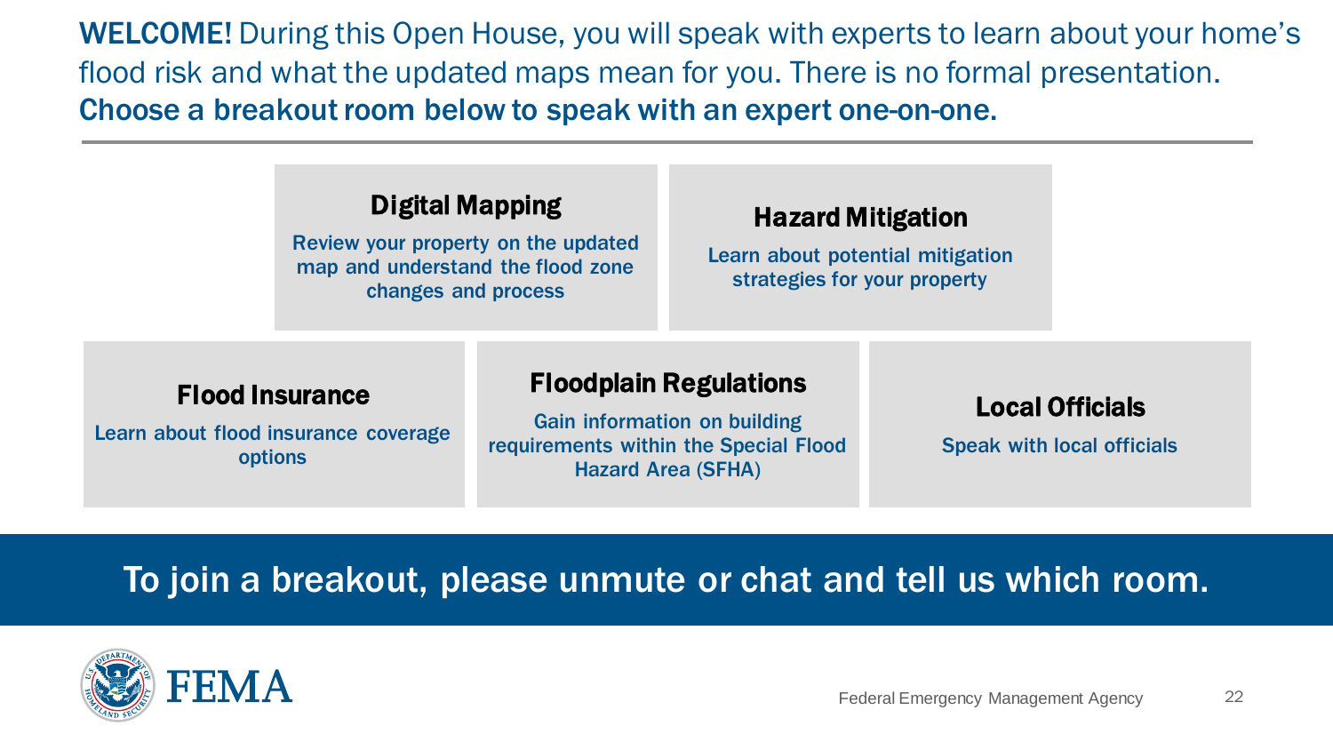**WELCOME!** During this Open House, you will speak with experts to learn about your home's flood risk and what the updated maps mean for you. There is no formal presentation. **Choose a breakout room below to speak with an expert one-on-one.**

### Digital Mapping

Review your property on the updated map and understand the flood zone changes and process

### Hazard Mitigation

Learn about potential mitigation strategies for your property

### Flood Insurance

Learn about flood insurance coverage options

### Floodplain Regulations

Gain information on building requirements within the Special Flood Hazard Area (SFHA)

### Local Officials

Speak with local officials

**To join a breakout, please unmute or chat and tell us which room.**

FEMA

Federal Emergency Management Agency